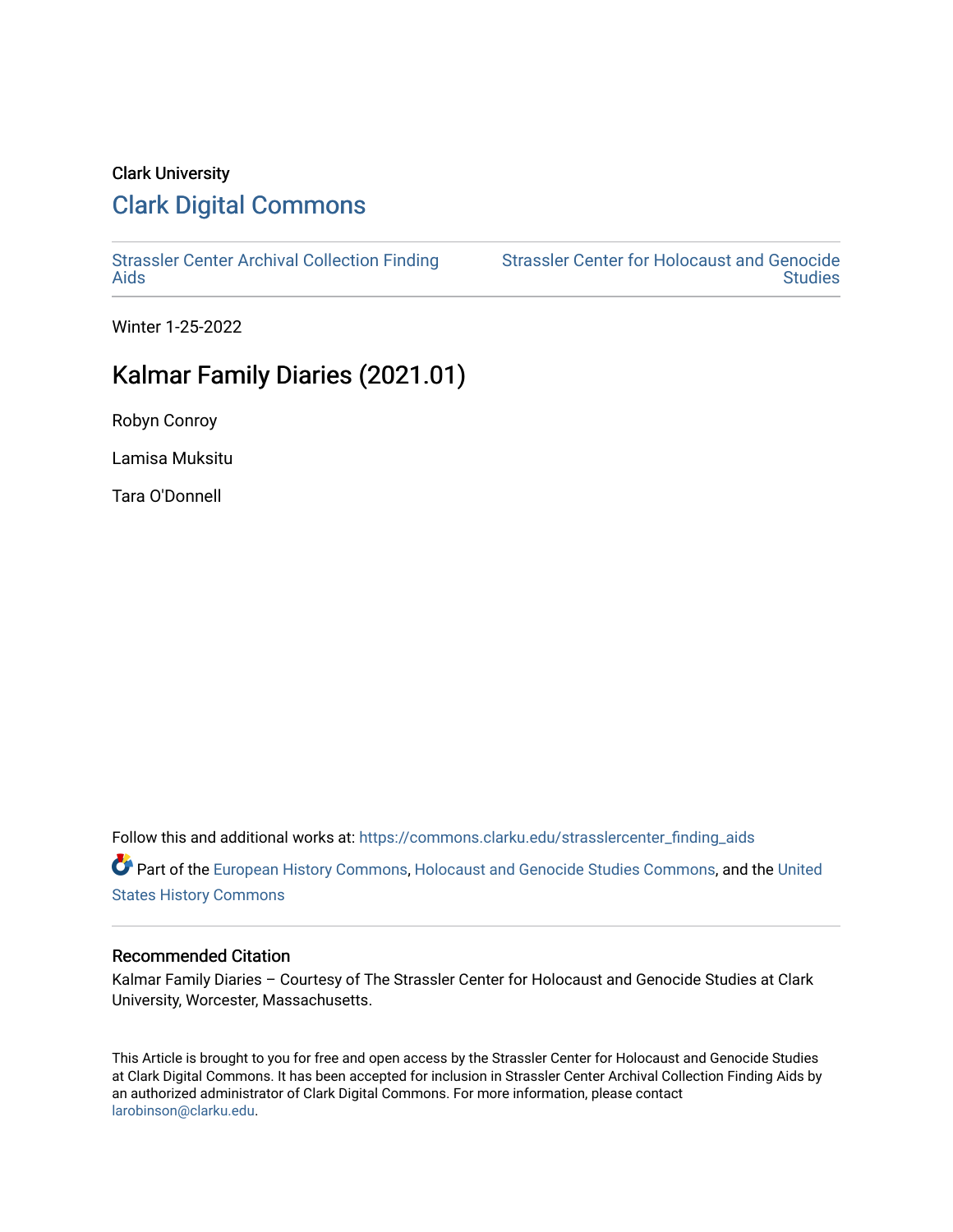Clark University

## Clark Digital Commons

Strassler Center Archival Collection Finding Aids

Strassler Center for Holocaust and Genocide Studies

Winter 1-25-2022

# Kalmar Family Diaries (2021.01)

Robyn Conroy

Lamisa Muksitu

Tara O'Donnell

Follow this and additional works at: https://commons.clarku.edu/strasslercenter_finding_aids

Part of the European History Commons, Holocaust and Genocide Studies Commons, and the United States History Commons

### Recommended Citation

Kalmar Family Diaries – Courtesy of The Strassler Center for Holocaust and Genocide Studies at Clark University, Worcester, Massachusetts.

This Article is brought to you for free and open access by the Strassler Center for Holocaust and Genocide Studies at Clark Digital Commons. It has been accepted for inclusion in Strassler Center Archival Collection Finding Aids by an authorized administrator of Clark Digital Commons. For more information, please contact larobinson@clarku.edu.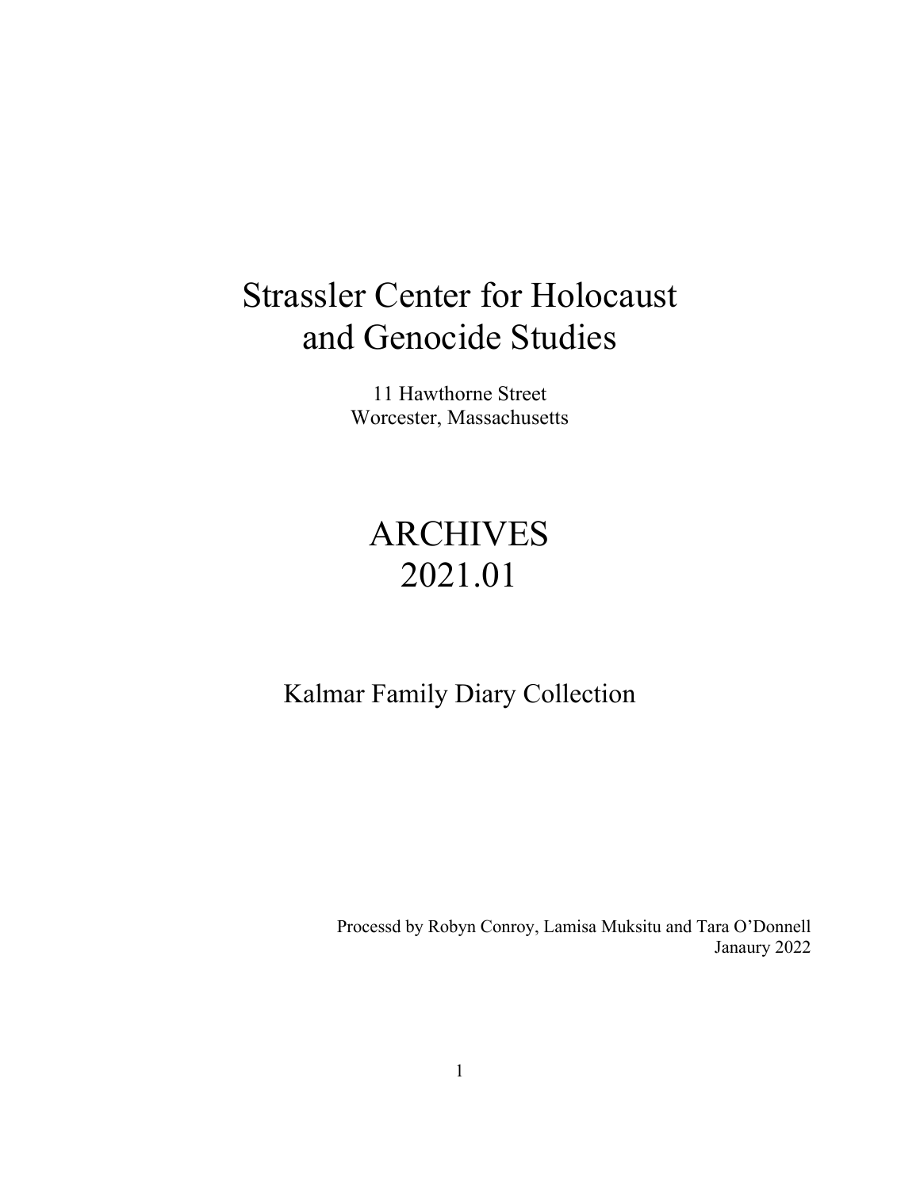# Strassler Center for Holocaust and Genocide Studies

11 Hawthorne Street
Worcester, Massachusetts

# ARCHIVES
# 2021.01

## Kalmar Family Diary Collection

Processd by Robyn Conroy, Lamisa Muksitu and Tara O'Donnell
Janaury 2022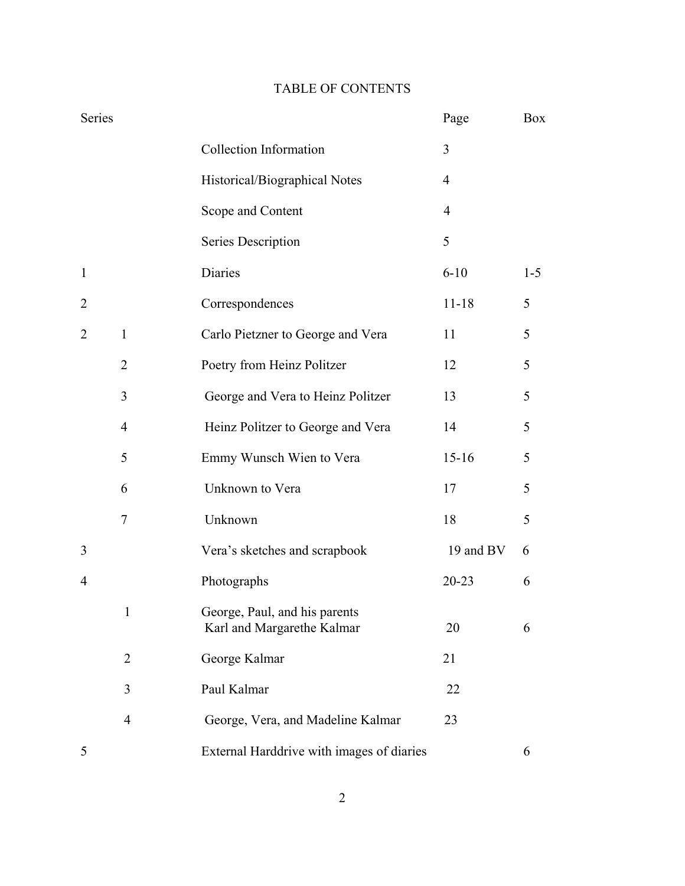# TABLE OF CONTENTS

| Series | | | Page | Box |
|---|---|---|---|---|
| | | Collection Information | 3 | |
| | | Historical/Biographical Notes | 4 | |
| | | Scope and Content | 4 | |
| | | Series Description | 5 | |
| 1 | | Diaries | 6-10 | 1-5 |
| 2 | | Correspondences | 11-18 | 5 |
| 2 | 1 | Carlo Pietzner to George and Vera | 11 | 5 |
| | 2 | Poetry from Heinz Politzer | 12 | 5 |
| | 3 | George and Vera to Heinz Politzer | 13 | 5 |
| | 4 | Heinz Politzer to George and Vera | 14 | 5 |
| | 5 | Emmy Wunsch Wien to Vera | 15-16 | 5 |
| | 6 | Unknown to Vera | 17 | 5 |
| | 7 | Unknown | 18 | 5 |
| 3 | | Vera's sketches and scrapbook | 19 and BV | 6 |
| 4 | | Photographs | 20-23 | 6 |
| | 1 | George, Paul, and his parents Karl and Margarethe Kalmar | 20 | 6 |
| | 2 | George Kalmar | 21 | |
| | 3 | Paul Kalmar | 22 | |
| | 4 | George, Vera, and Madeline Kalmar | 23 | |
| 5 | | External Harddrive with images of diaries | | 6 |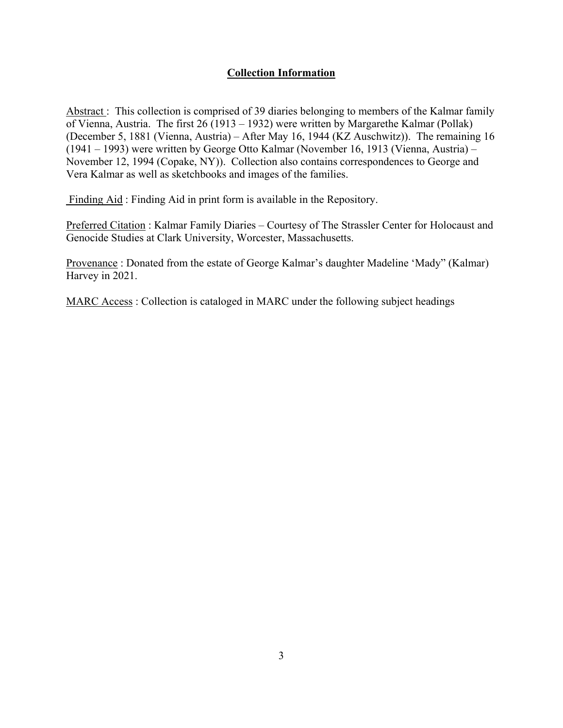## Collection Information

Abstract : This collection is comprised of 39 diaries belonging to members of the Kalmar family of Vienna, Austria. The first 26 (1913 – 1932) were written by Margarethe Kalmar (Pollak) (December 5, 1881 (Vienna, Austria) – After May 16, 1944 (KZ Auschwitz)). The remaining 16 (1941 – 1993) were written by George Otto Kalmar (November 16, 1913 (Vienna, Austria) – November 12, 1994 (Copake, NY)). Collection also contains correspondences to George and Vera Kalmar as well as sketchbooks and images of the families.

Finding Aid : Finding Aid in print form is available in the Repository.

Preferred Citation : Kalmar Family Diaries – Courtesy of The Strassler Center for Holocaust and Genocide Studies at Clark University, Worcester, Massachusetts.

Provenance : Donated from the estate of George Kalmar's daughter Madeline 'Mady" (Kalmar) Harvey in 2021.

MARC Access : Collection is cataloged in MARC under the following subject headings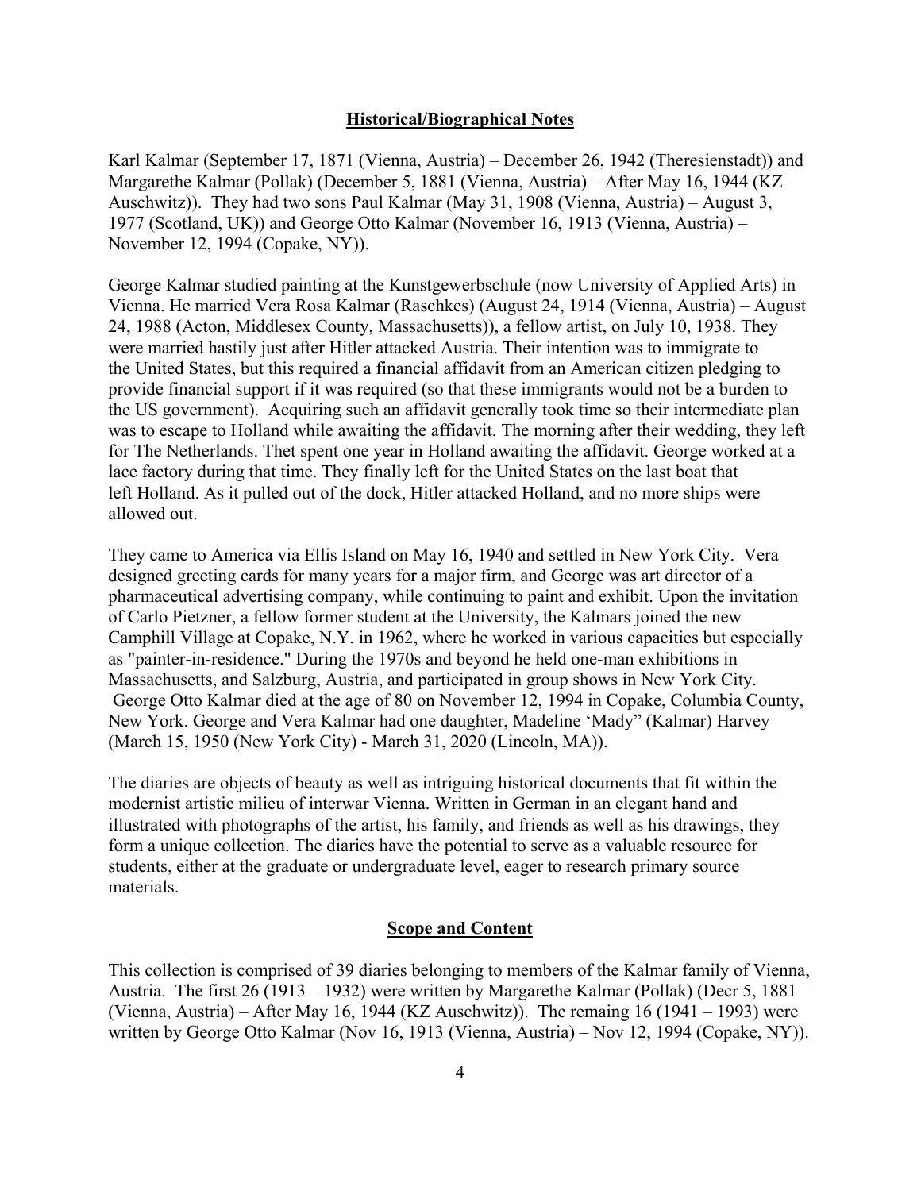## Historical/Biographical Notes

Karl Kalmar (September 17, 1871 (Vienna, Austria) – December 26, 1942 (Theresienstadt)) and Margarethe Kalmar (Pollak) (December 5, 1881 (Vienna, Austria) – After May 16, 1944 (KZ Auschwitz)). They had two sons Paul Kalmar (May 31, 1908 (Vienna, Austria) – August 3, 1977 (Scotland, UK)) and George Otto Kalmar (November 16, 1913 (Vienna, Austria) – November 12, 1994 (Copake, NY)).

George Kalmar studied painting at the Kunstgewerbschule (now University of Applied Arts) in Vienna. He married Vera Rosa Kalmar (Raschkes) (August 24, 1914 (Vienna, Austria) – August 24, 1988 (Acton, Middlesex County, Massachusetts)), a fellow artist, on July 10, 1938. They were married hastily just after Hitler attacked Austria. Their intention was to immigrate to the United States, but this required a financial affidavit from an American citizen pledging to provide financial support if it was required (so that these immigrants would not be a burden to the US government). Acquiring such an affidavit generally took time so their intermediate plan was to escape to Holland while awaiting the affidavit. The morning after their wedding, they left for The Netherlands. Thet spent one year in Holland awaiting the affidavit. George worked at a lace factory during that time. They finally left for the United States on the last boat that left Holland. As it pulled out of the dock, Hitler attacked Holland, and no more ships were allowed out.

They came to America via Ellis Island on May 16, 1940 and settled in New York City. Vera designed greeting cards for many years for a major firm, and George was art director of a pharmaceutical advertising company, while continuing to paint and exhibit. Upon the invitation of Carlo Pietzner, a fellow former student at the University, the Kalmars joined the new Camphill Village at Copake, N.Y. in 1962, where he worked in various capacities but especially as "painter-in-residence." During the 1970s and beyond he held one-man exhibitions in Massachusetts, and Salzburg, Austria, and participated in group shows in New York City. George Otto Kalmar died at the age of 80 on November 12, 1994 in Copake, Columbia County, New York. George and Vera Kalmar had one daughter, Madeline 'Mady" (Kalmar) Harvey (March 15, 1950 (New York City) - March 31, 2020 (Lincoln, MA)).

The diaries are objects of beauty as well as intriguing historical documents that fit within the modernist artistic milieu of interwar Vienna. Written in German in an elegant hand and illustrated with photographs of the artist, his family, and friends as well as his drawings, they form a unique collection. The diaries have the potential to serve as a valuable resource for students, either at the graduate or undergraduate level, eager to research primary source materials.

## Scope and Content

This collection is comprised of 39 diaries belonging to members of the Kalmar family of Vienna, Austria. The first 26 (1913 – 1932) were written by Margarethe Kalmar (Pollak) (Decr 5, 1881 (Vienna, Austria) – After May 16, 1944 (KZ Auschwitz)). The remaing 16 (1941 – 1993) were written by George Otto Kalmar (Nov 16, 1913 (Vienna, Austria) – Nov 12, 1994 (Copake, NY)).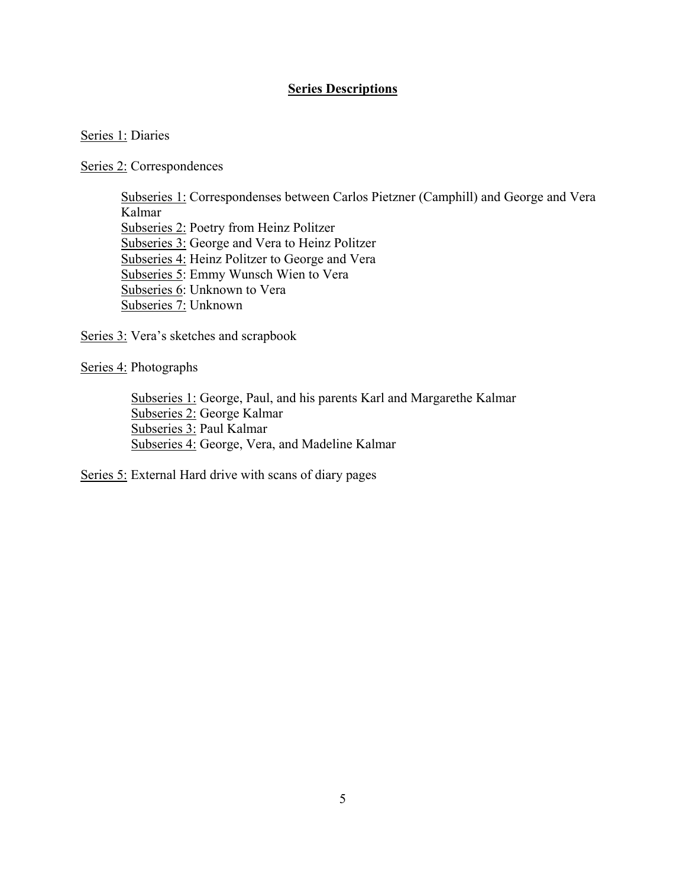## Series Descriptions

Series 1: Diaries

Series 2: Correspondences

- Subseries 1: Correspondenses between Carlos Pietzner (Camphill) and George and Vera Kalmar
- Subseries 2: Poetry from Heinz Politzer
- Subseries 3: George and Vera to Heinz Politzer
- Subseries 4: Heinz Politzer to George and Vera
- Subseries 5: Emmy Wunsch Wien to Vera
- Subseries 6: Unknown to Vera
- Subseries 7: Unknown

Series 3: Vera's sketches and scrapbook

Series 4: Photographs

- Subseries 1: George, Paul, and his parents Karl and Margarethe Kalmar
- Subseries 2: George Kalmar
- Subseries 3: Paul Kalmar
- Subseries 4: George, Vera, and Madeline Kalmar

Series 5: External Hard drive with scans of diary pages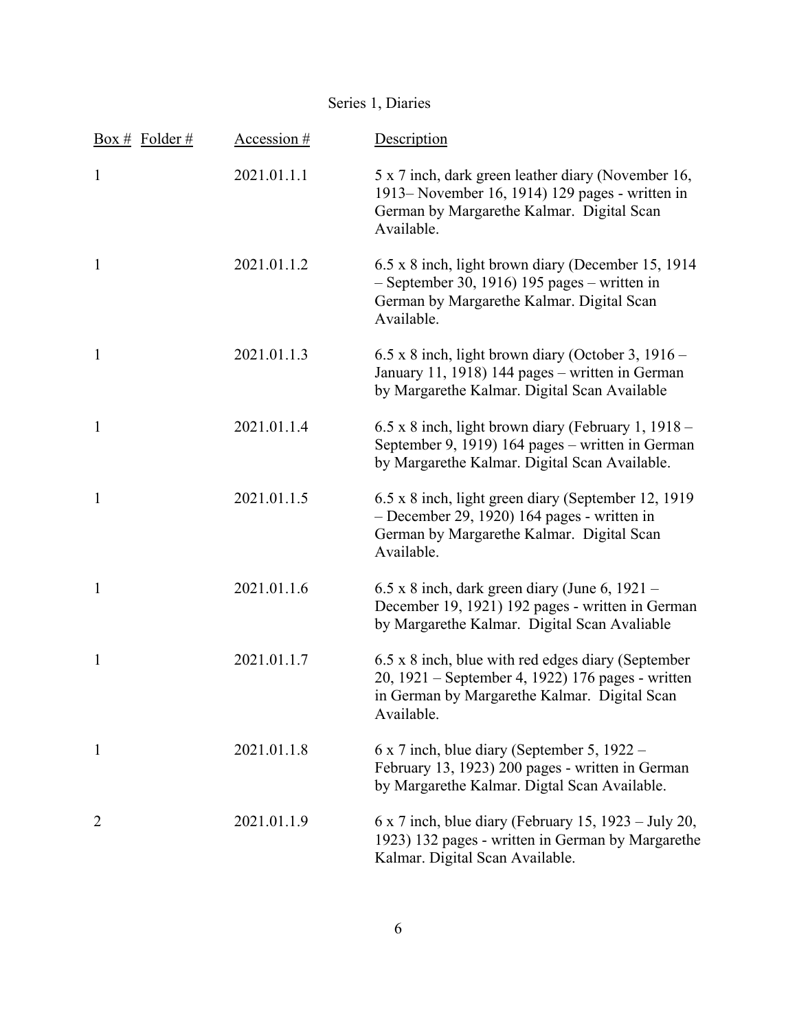## Series 1, Diaries

| Box # | Folder # | Accession # | Description |
| --- | --- | --- | --- |
| 1 | | 2021.01.1.1 | 5 x 7 inch, dark green leather diary (November 16, 1913– November 16, 1914) 129 pages - written in German by Margarethe Kalmar. Digital Scan Available. |
| 1 | | 2021.01.1.2 | 6.5 x 8 inch, light brown diary (December 15, 1914 – September 30, 1916) 195 pages – written in German by Margarethe Kalmar. Digital Scan Available. |
| 1 | | 2021.01.1.3 | 6.5 x 8 inch, light brown diary (October 3, 1916 – January 11, 1918) 144 pages – written in German by Margarethe Kalmar. Digital Scan Available |
| 1 | | 2021.01.1.4 | 6.5 x 8 inch, light brown diary (February 1, 1918 – September 9, 1919) 164 pages – written in German by Margarethe Kalmar. Digital Scan Available. |
| 1 | | 2021.01.1.5 | 6.5 x 8 inch, light green diary (September 12, 1919 – December 29, 1920) 164 pages - written in German by Margarethe Kalmar. Digital Scan Available. |
| 1 | | 2021.01.1.6 | 6.5 x 8 inch, dark green diary (June 6, 1921 – December 19, 1921) 192 pages - written in German by Margarethe Kalmar. Digital Scan Avaliable |
| 1 | | 2021.01.1.7 | 6.5 x 8 inch, blue with red edges diary (September 20, 1921 – September 4, 1922) 176 pages - written in German by Margarethe Kalmar. Digital Scan Available. |
| 1 | | 2021.01.1.8 | 6 x 7 inch, blue diary (September 5, 1922 – February 13, 1923) 200 pages - written in German by Margarethe Kalmar. Digtal Scan Available. |
| 2 | | 2021.01.1.9 | 6 x 7 inch, blue diary (February 15, 1923 – July 20, 1923) 132 pages - written in German by Margarethe Kalmar. Digital Scan Available. |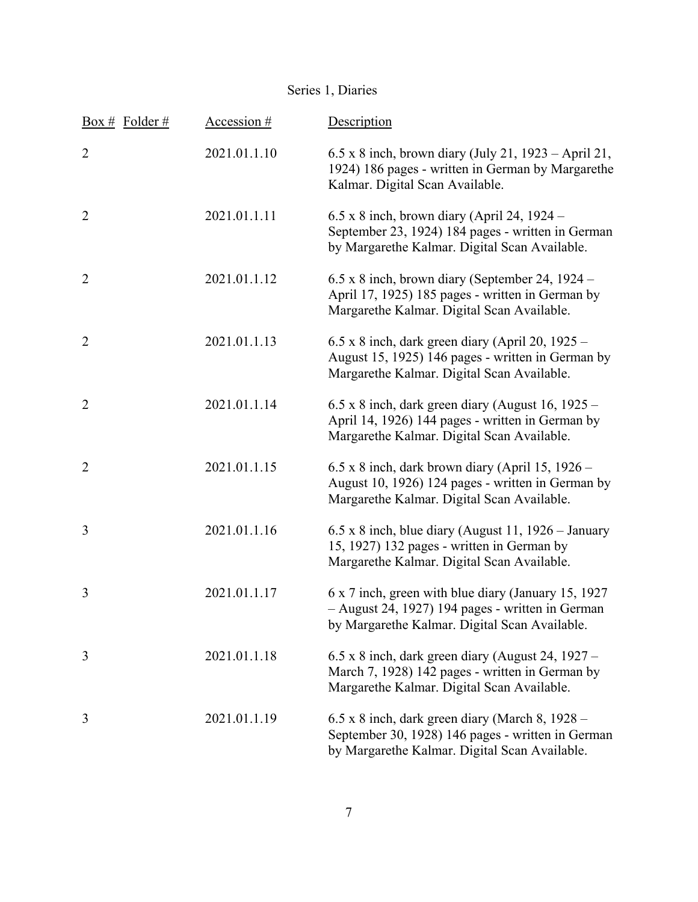Series 1, Diaries

| Box # | Folder # | Accession # | Description |
|---|---|---|---|
| 2 | | 2021.01.1.10 | 6.5 x 8 inch, brown diary (July 21, 1923 – April 21, 1924) 186 pages - written in German by Margarethe Kalmar. Digital Scan Available. |
| 2 | | 2021.01.1.11 | 6.5 x 8 inch, brown diary (April 24, 1924 – September 23, 1924) 184 pages - written in German by Margarethe Kalmar. Digital Scan Available. |
| 2 | | 2021.01.1.12 | 6.5 x 8 inch, brown diary (September 24, 1924 – April 17, 1925) 185 pages - written in German by Margarethe Kalmar. Digital Scan Available. |
| 2 | | 2021.01.1.13 | 6.5 x 8 inch, dark green diary (April 20, 1925 – August 15, 1925) 146 pages - written in German by Margarethe Kalmar. Digital Scan Available. |
| 2 | | 2021.01.1.14 | 6.5 x 8 inch, dark green diary (August 16, 1925 – April 14, 1926) 144 pages - written in German by Margarethe Kalmar. Digital Scan Available. |
| 2 | | 2021.01.1.15 | 6.5 x 8 inch, dark brown diary (April 15, 1926 – August 10, 1926) 124 pages - written in German by Margarethe Kalmar. Digital Scan Available. |
| 3 | | 2021.01.1.16 | 6.5 x 8 inch, blue diary (August 11, 1926 – January 15, 1927) 132 pages - written in German by Margarethe Kalmar. Digital Scan Available. |
| 3 | | 2021.01.1.17 | 6 x 7 inch, green with blue diary (January 15, 1927 – August 24, 1927) 194 pages - written in German by Margarethe Kalmar. Digital Scan Available. |
| 3 | | 2021.01.1.18 | 6.5 x 8 inch, dark green diary (August 24, 1927 – March 7, 1928) 142 pages - written in German by Margarethe Kalmar. Digital Scan Available. |
| 3 | | 2021.01.1.19 | 6.5 x 8 inch, dark green diary (March 8, 1928 – September 30, 1928) 146 pages - written in German by Margarethe Kalmar. Digital Scan Available. |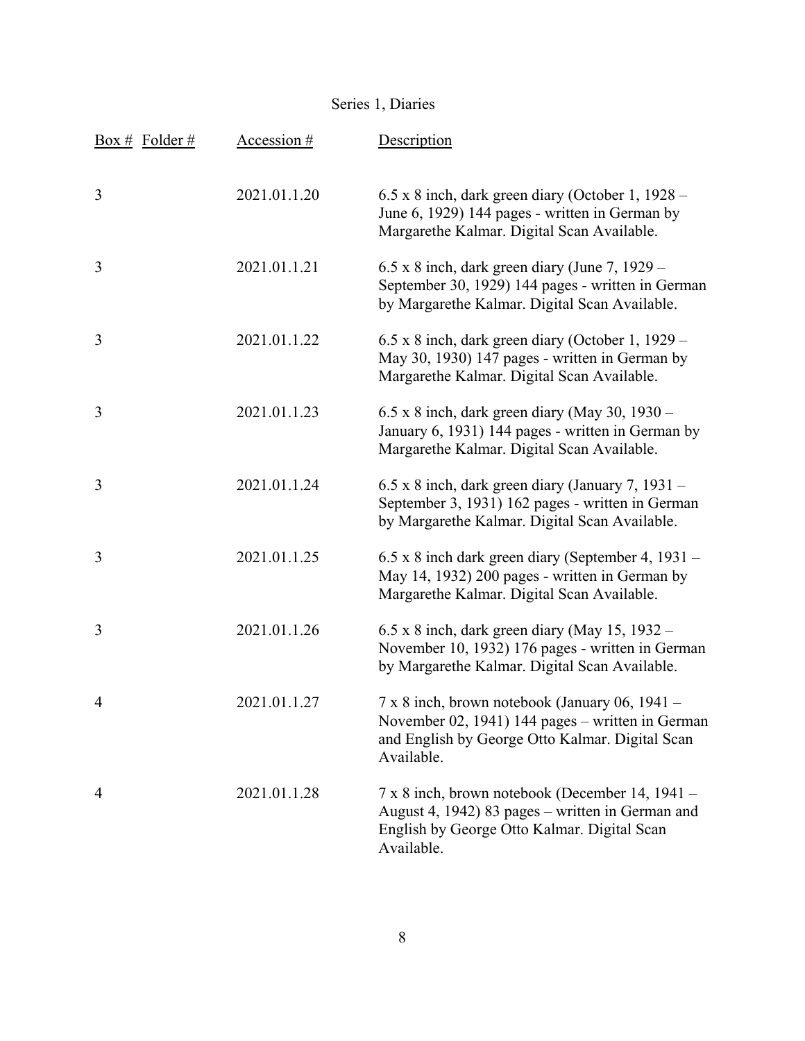# Series 1, Diaries

| Box # | Folder # | Accession # | Description |
|---|---|---|---|
| 3 | | 2021.01.1.20 | 6.5 x 8 inch, dark green diary (October 1, 1928 – June 6, 1929) 144 pages - written in German by Margarethe Kalmar. Digital Scan Available. |
| 3 | | 2021.01.1.21 | 6.5 x 8 inch, dark green diary (June 7, 1929 – September 30, 1929) 144 pages - written in German by Margarethe Kalmar. Digital Scan Available. |
| 3 | | 2021.01.1.22 | 6.5 x 8 inch, dark green diary (October 1, 1929 – May 30, 1930) 147 pages - written in German by Margarethe Kalmar. Digital Scan Available. |
| 3 | | 2021.01.1.23 | 6.5 x 8 inch, dark green diary (May 30, 1930 – January 6, 1931) 144 pages - written in German by Margarethe Kalmar. Digital Scan Available. |
| 3 | | 2021.01.1.24 | 6.5 x 8 inch, dark green diary (January 7, 1931 – September 3, 1931) 162 pages - written in German by Margarethe Kalmar. Digital Scan Available. |
| 3 | | 2021.01.1.25 | 6.5 x 8 inch dark green diary (September 4, 1931 – May 14, 1932) 200 pages - written in German by Margarethe Kalmar. Digital Scan Available. |
| 3 | | 2021.01.1.26 | 6.5 x 8 inch, dark green diary (May 15, 1932 – November 10, 1932) 176 pages - written in German by Margarethe Kalmar. Digital Scan Available. |
| 4 | | 2021.01.1.27 | 7 x 8 inch, brown notebook (January 06, 1941 – November 02, 1941) 144 pages – written in German and English by George Otto Kalmar. Digital Scan Available. |
| 4 | | 2021.01.1.28 | 7 x 8 inch, brown notebook (December 14, 1941 – August 4, 1942) 83 pages – written in German and English by George Otto Kalmar. Digital Scan Available. |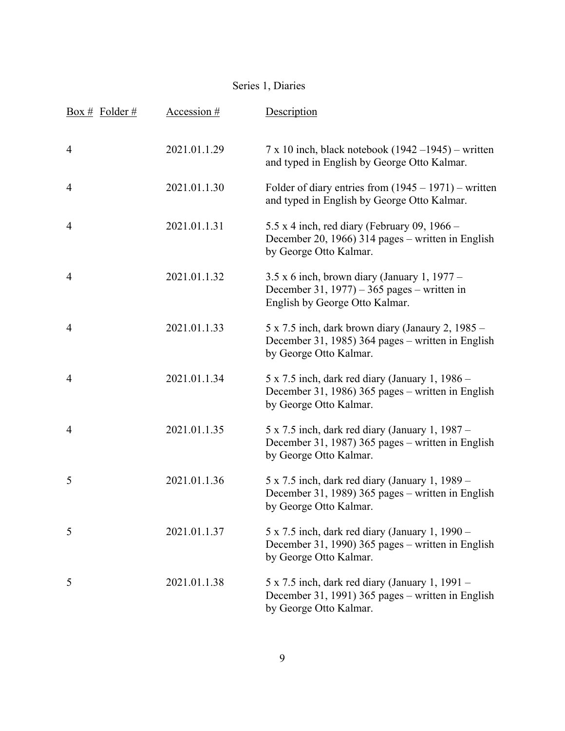Series 1, Diaries

| Box # | Folder # | Accession # | Description |
| --- | --- | --- | --- |
| 4 | | 2021.01.1.29 | 7 x 10 inch, black notebook (1942 –1945) – written and typed in English by George Otto Kalmar. |
| 4 | | 2021.01.1.30 | Folder of diary entries from (1945 – 1971) – written and typed in English by George Otto Kalmar. |
| 4 | | 2021.01.1.31 | 5.5 x 4 inch, red diary (February 09, 1966 – December 20, 1966) 314 pages – written in English by George Otto Kalmar. |
| 4 | | 2021.01.1.32 | 3.5 x 6 inch, brown diary (January 1, 1977 – December 31, 1977) – 365 pages – written in English by George Otto Kalmar. |
| 4 | | 2021.01.1.33 | 5 x 7.5 inch, dark brown diary (Janaury 2, 1985 – December 31, 1985) 364 pages – written in English by George Otto Kalmar. |
| 4 | | 2021.01.1.34 | 5 x 7.5 inch, dark red diary (January 1, 1986 – December 31, 1986) 365 pages – written in English by George Otto Kalmar. |
| 4 | | 2021.01.1.35 | 5 x 7.5 inch, dark red diary (January 1, 1987 – December 31, 1987) 365 pages – written in English by George Otto Kalmar. |
| 5 | | 2021.01.1.36 | 5 x 7.5 inch, dark red diary (January 1, 1989 – December 31, 1989) 365 pages – written in English by George Otto Kalmar. |
| 5 | | 2021.01.1.37 | 5 x 7.5 inch, dark red diary (January 1, 1990 – December 31, 1990) 365 pages – written in English by George Otto Kalmar. |
| 5 | | 2021.01.1.38 | 5 x 7.5 inch, dark red diary (January 1, 1991 – December 31, 1991) 365 pages – written in English by George Otto Kalmar. |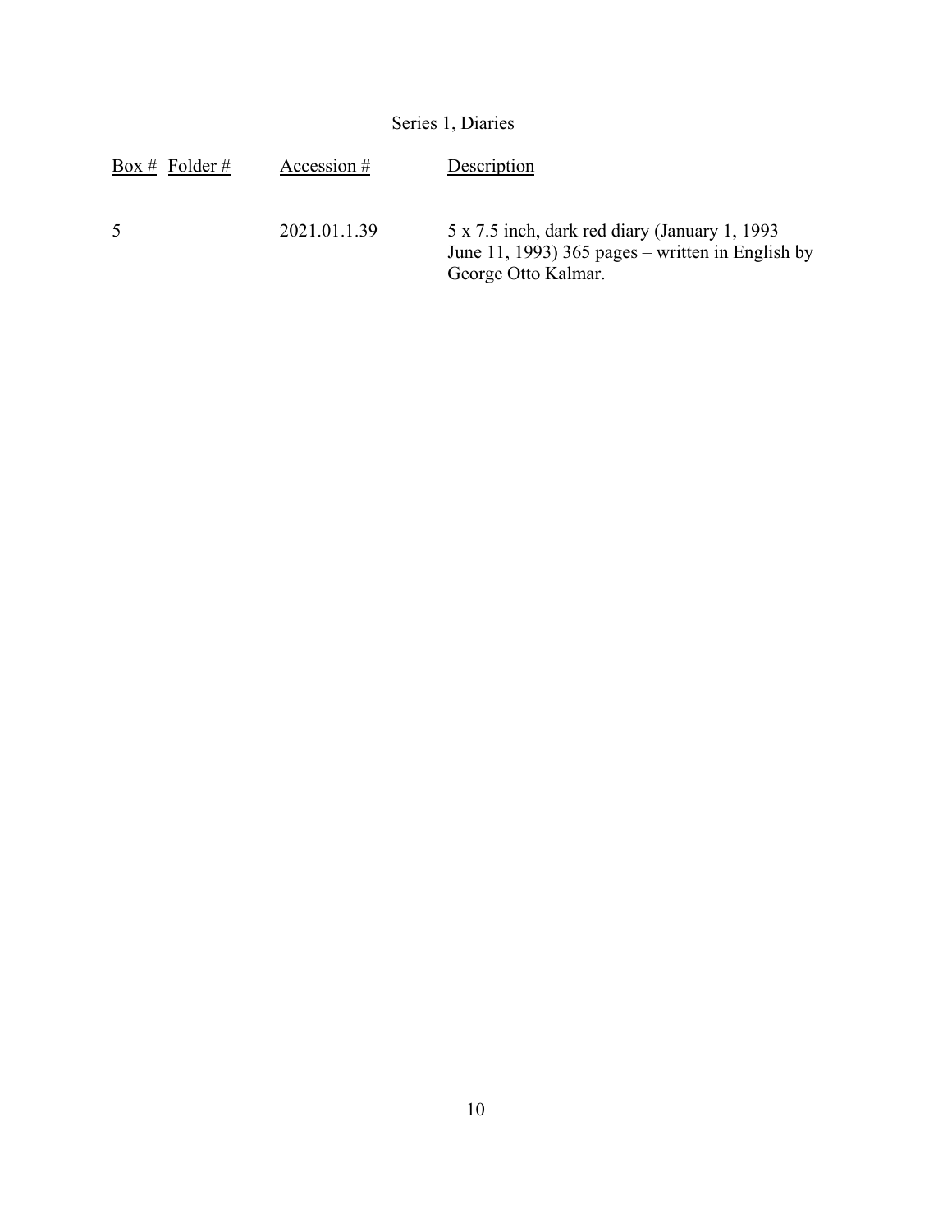Series 1, Diaries

| Box # | Folder # | Accession # | Description |
|---|---|---|---|
| 5 | | 2021.01.1.39 | 5 x 7.5 inch, dark red diary (January 1, 1993 – June 11, 1993) 365 pages – written in English by George Otto Kalmar. |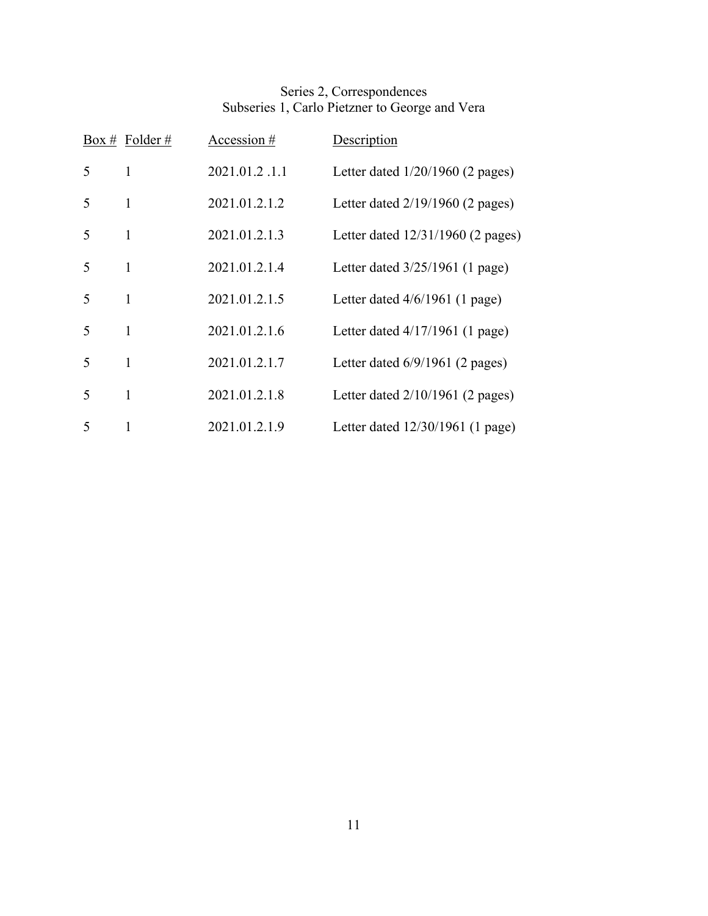Series 2, Correspondences
Subseries 1, Carlo Pietzner to George and Vera

| Box # | Folder # | Accession # | Description |
|---|---|---|---|
| 5 | 1 | 2021.01.2 .1.1 | Letter dated 1/20/1960 (2 pages) |
| 5 | 1 | 2021.01.2.1.2 | Letter dated 2/19/1960 (2 pages) |
| 5 | 1 | 2021.01.2.1.3 | Letter dated 12/31/1960 (2 pages) |
| 5 | 1 | 2021.01.2.1.4 | Letter dated 3/25/1961 (1 page) |
| 5 | 1 | 2021.01.2.1.5 | Letter dated 4/6/1961 (1 page) |
| 5 | 1 | 2021.01.2.1.6 | Letter dated 4/17/1961 (1 page) |
| 5 | 1 | 2021.01.2.1.7 | Letter dated 6/9/1961 (2 pages) |
| 5 | 1 | 2021.01.2.1.8 | Letter dated 2/10/1961 (2 pages) |
| 5 | 1 | 2021.01.2.1.9 | Letter dated 12/30/1961 (1 page) |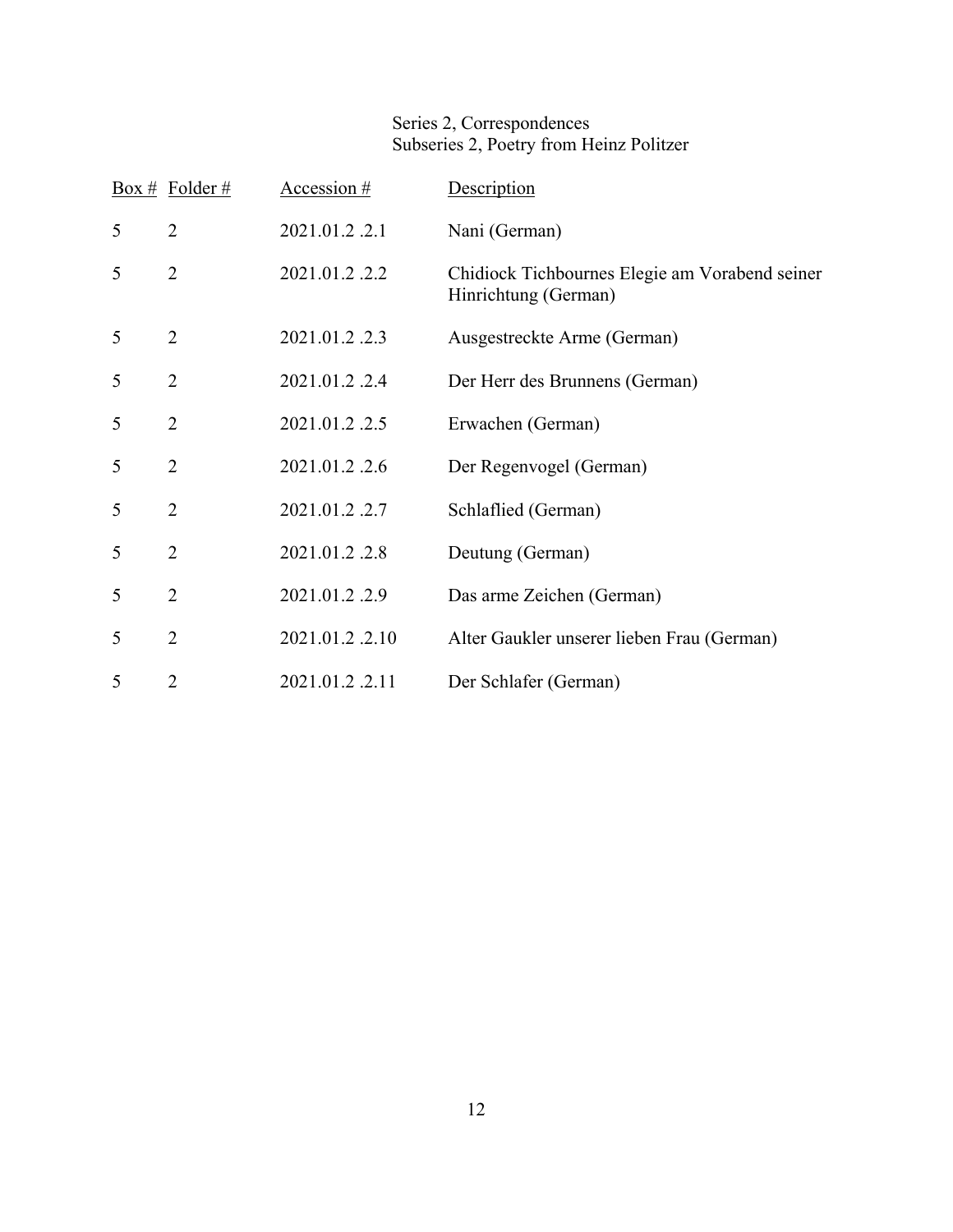Series 2, Correspondences
Subseries 2, Poetry from Heinz Politzer

| Box # | Folder # | Accession # | Description |
|---|---|---|---|
| 5 | 2 | 2021.01.2 .2.1 | Nani (German) |
| 5 | 2 | 2021.01.2 .2.2 | Chidiock Tichbournes Elegie am Vorabend seiner Hinrichtung (German) |
| 5 | 2 | 2021.01.2 .2.3 | Ausgestreckte Arme (German) |
| 5 | 2 | 2021.01.2 .2.4 | Der Herr des Brunnens (German) |
| 5 | 2 | 2021.01.2 .2.5 | Erwachen (German) |
| 5 | 2 | 2021.01.2 .2.6 | Der Regenvogel (German) |
| 5 | 2 | 2021.01.2 .2.7 | Schlaflied (German) |
| 5 | 2 | 2021.01.2 .2.8 | Deutung (German) |
| 5 | 2 | 2021.01.2 .2.9 | Das arme Zeichen (German) |
| 5 | 2 | 2021.01.2 .2.10 | Alter Gaukler unserer lieben Frau (German) |
| 5 | 2 | 2021.01.2 .2.11 | Der Schlafer (German) |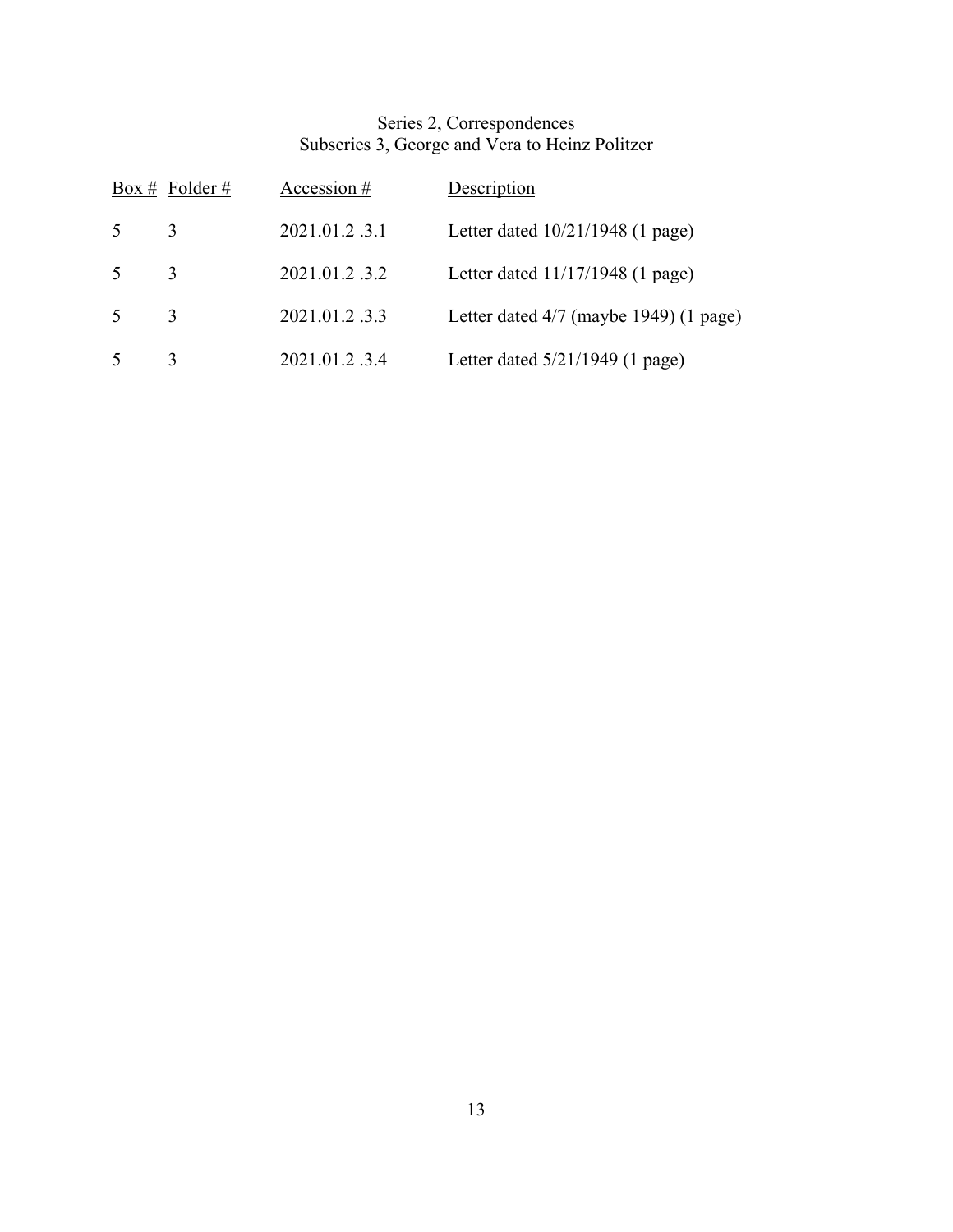Series 2, Correspondences
Subseries 3, George and Vera to Heinz Politzer

| Box # | Folder # | Accession # | Description |
|---|---|---|---|
| 5 | 3 | 2021.01.2 .3.1 | Letter dated 10/21/1948 (1 page) |
| 5 | 3 | 2021.01.2 .3.2 | Letter dated 11/17/1948 (1 page) |
| 5 | 3 | 2021.01.2 .3.3 | Letter dated 4/7 (maybe 1949) (1 page) |
| 5 | 3 | 2021.01.2 .3.4 | Letter dated 5/21/1949 (1 page) |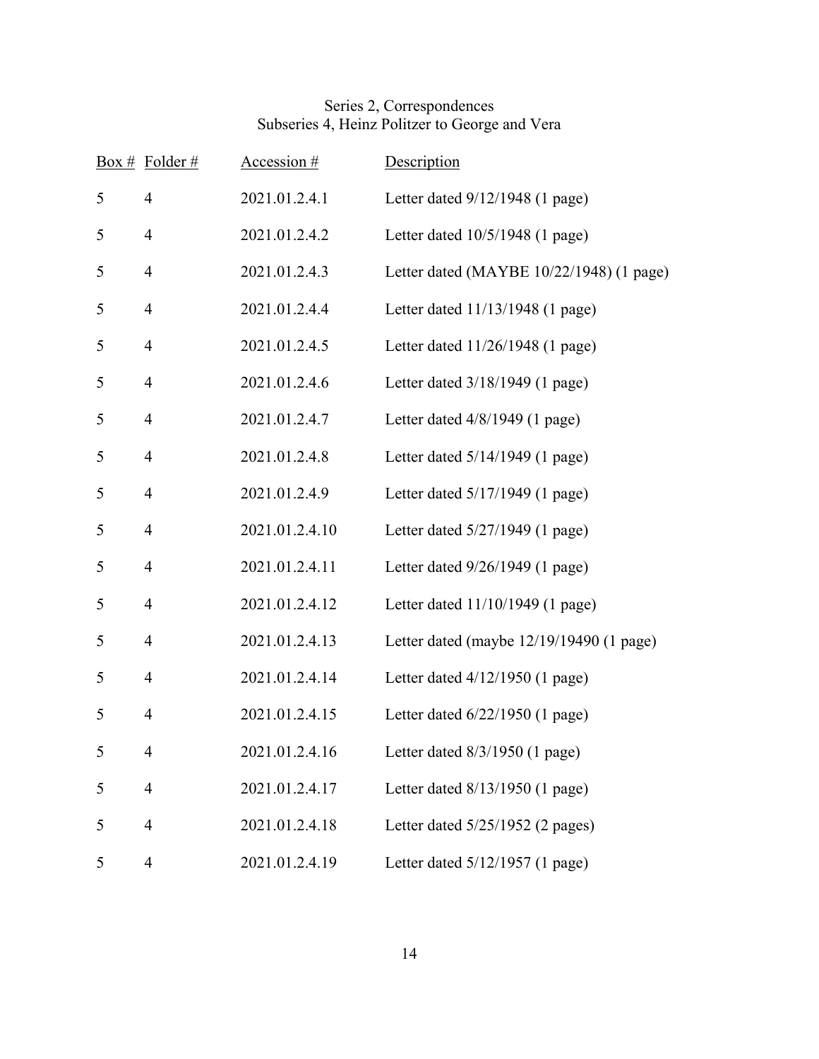Series 2, Correspondences
Subseries 4, Heinz Politzer to George and Vera

| Box # | Folder # | Accession # | Description |
| --- | --- | --- | --- |
| 5 | 4 | 2021.01.2.4.1 | Letter dated 9/12/1948 (1 page) |
| 5 | 4 | 2021.01.2.4.2 | Letter dated 10/5/1948 (1 page) |
| 5 | 4 | 2021.01.2.4.3 | Letter dated (MAYBE 10/22/1948) (1 page) |
| 5 | 4 | 2021.01.2.4.4 | Letter dated 11/13/1948 (1 page) |
| 5 | 4 | 2021.01.2.4.5 | Letter dated 11/26/1948 (1 page) |
| 5 | 4 | 2021.01.2.4.6 | Letter dated 3/18/1949 (1 page) |
| 5 | 4 | 2021.01.2.4.7 | Letter dated 4/8/1949 (1 page) |
| 5 | 4 | 2021.01.2.4.8 | Letter dated 5/14/1949 (1 page) |
| 5 | 4 | 2021.01.2.4.9 | Letter dated 5/17/1949 (1 page) |
| 5 | 4 | 2021.01.2.4.10 | Letter dated 5/27/1949 (1 page) |
| 5 | 4 | 2021.01.2.4.11 | Letter dated 9/26/1949 (1 page) |
| 5 | 4 | 2021.01.2.4.12 | Letter dated 11/10/1949 (1 page) |
| 5 | 4 | 2021.01.2.4.13 | Letter dated (maybe 12/19/19490 (1 page) |
| 5 | 4 | 2021.01.2.4.14 | Letter dated 4/12/1950 (1 page) |
| 5 | 4 | 2021.01.2.4.15 | Letter dated 6/22/1950 (1 page) |
| 5 | 4 | 2021.01.2.4.16 | Letter dated 8/3/1950 (1 page) |
| 5 | 4 | 2021.01.2.4.17 | Letter dated 8/13/1950 (1 page) |
| 5 | 4 | 2021.01.2.4.18 | Letter dated 5/25/1952 (2 pages) |
| 5 | 4 | 2021.01.2.4.19 | Letter dated 5/12/1957 (1 page) |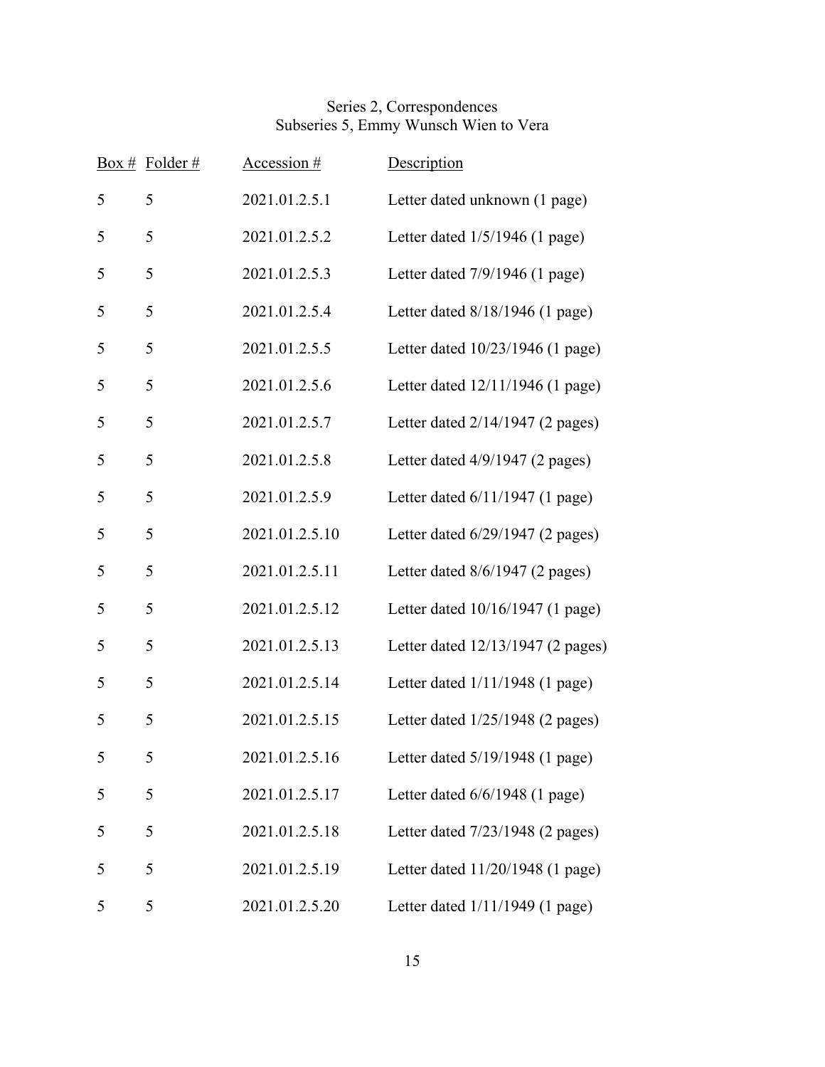Series 2, Correspondences
Subseries 5, Emmy Wunsch Wien to Vera

| Box # | Folder # | Accession # | Description |
|---|---|---|---|
| 5 | 5 | 2021.01.2.5.1 | Letter dated unknown (1 page) |
| 5 | 5 | 2021.01.2.5.2 | Letter dated 1/5/1946 (1 page) |
| 5 | 5 | 2021.01.2.5.3 | Letter dated 7/9/1946 (1 page) |
| 5 | 5 | 2021.01.2.5.4 | Letter dated 8/18/1946 (1 page) |
| 5 | 5 | 2021.01.2.5.5 | Letter dated 10/23/1946 (1 page) |
| 5 | 5 | 2021.01.2.5.6 | Letter dated 12/11/1946 (1 page) |
| 5 | 5 | 2021.01.2.5.7 | Letter dated 2/14/1947 (2 pages) |
| 5 | 5 | 2021.01.2.5.8 | Letter dated 4/9/1947 (2 pages) |
| 5 | 5 | 2021.01.2.5.9 | Letter dated 6/11/1947 (1 page) |
| 5 | 5 | 2021.01.2.5.10 | Letter dated 6/29/1947 (2 pages) |
| 5 | 5 | 2021.01.2.5.11 | Letter dated 8/6/1947 (2 pages) |
| 5 | 5 | 2021.01.2.5.12 | Letter dated 10/16/1947 (1 page) |
| 5 | 5 | 2021.01.2.5.13 | Letter dated 12/13/1947 (2 pages) |
| 5 | 5 | 2021.01.2.5.14 | Letter dated 1/11/1948 (1 page) |
| 5 | 5 | 2021.01.2.5.15 | Letter dated 1/25/1948 (2 pages) |
| 5 | 5 | 2021.01.2.5.16 | Letter dated 5/19/1948 (1 page) |
| 5 | 5 | 2021.01.2.5.17 | Letter dated 6/6/1948 (1 page) |
| 5 | 5 | 2021.01.2.5.18 | Letter dated 7/23/1948 (2 pages) |
| 5 | 5 | 2021.01.2.5.19 | Letter dated 11/20/1948 (1 page) |
| 5 | 5 | 2021.01.2.5.20 | Letter dated 1/11/1949 (1 page) |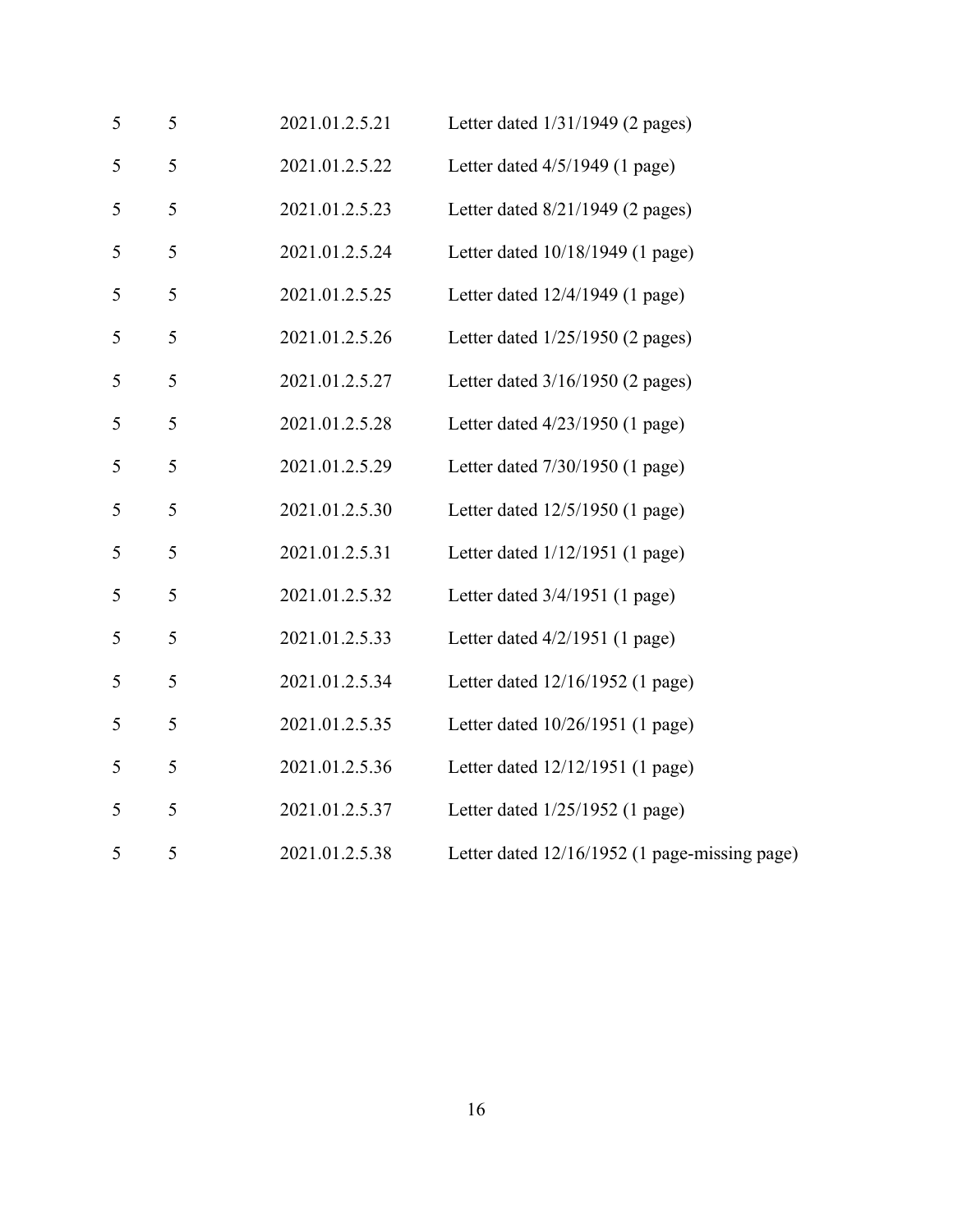| | | | |
|---|---|---|---|
| 5 | 5 | 2021.01.2.5.21 | Letter dated 1/31/1949 (2 pages) |
| 5 | 5 | 2021.01.2.5.22 | Letter dated 4/5/1949 (1 page) |
| 5 | 5 | 2021.01.2.5.23 | Letter dated 8/21/1949 (2 pages) |
| 5 | 5 | 2021.01.2.5.24 | Letter dated 10/18/1949 (1 page) |
| 5 | 5 | 2021.01.2.5.25 | Letter dated 12/4/1949 (1 page) |
| 5 | 5 | 2021.01.2.5.26 | Letter dated 1/25/1950 (2 pages) |
| 5 | 5 | 2021.01.2.5.27 | Letter dated 3/16/1950 (2 pages) |
| 5 | 5 | 2021.01.2.5.28 | Letter dated 4/23/1950 (1 page) |
| 5 | 5 | 2021.01.2.5.29 | Letter dated 7/30/1950 (1 page) |
| 5 | 5 | 2021.01.2.5.30 | Letter dated 12/5/1950 (1 page) |
| 5 | 5 | 2021.01.2.5.31 | Letter dated 1/12/1951 (1 page) |
| 5 | 5 | 2021.01.2.5.32 | Letter dated 3/4/1951 (1 page) |
| 5 | 5 | 2021.01.2.5.33 | Letter dated 4/2/1951 (1 page) |
| 5 | 5 | 2021.01.2.5.34 | Letter dated 12/16/1952 (1 page) |
| 5 | 5 | 2021.01.2.5.35 | Letter dated 10/26/1951 (1 page) |
| 5 | 5 | 2021.01.2.5.36 | Letter dated 12/12/1951 (1 page) |
| 5 | 5 | 2021.01.2.5.37 | Letter dated 1/25/1952 (1 page) |
| 5 | 5 | 2021.01.2.5.38 | Letter dated 12/16/1952 (1 page-missing page) |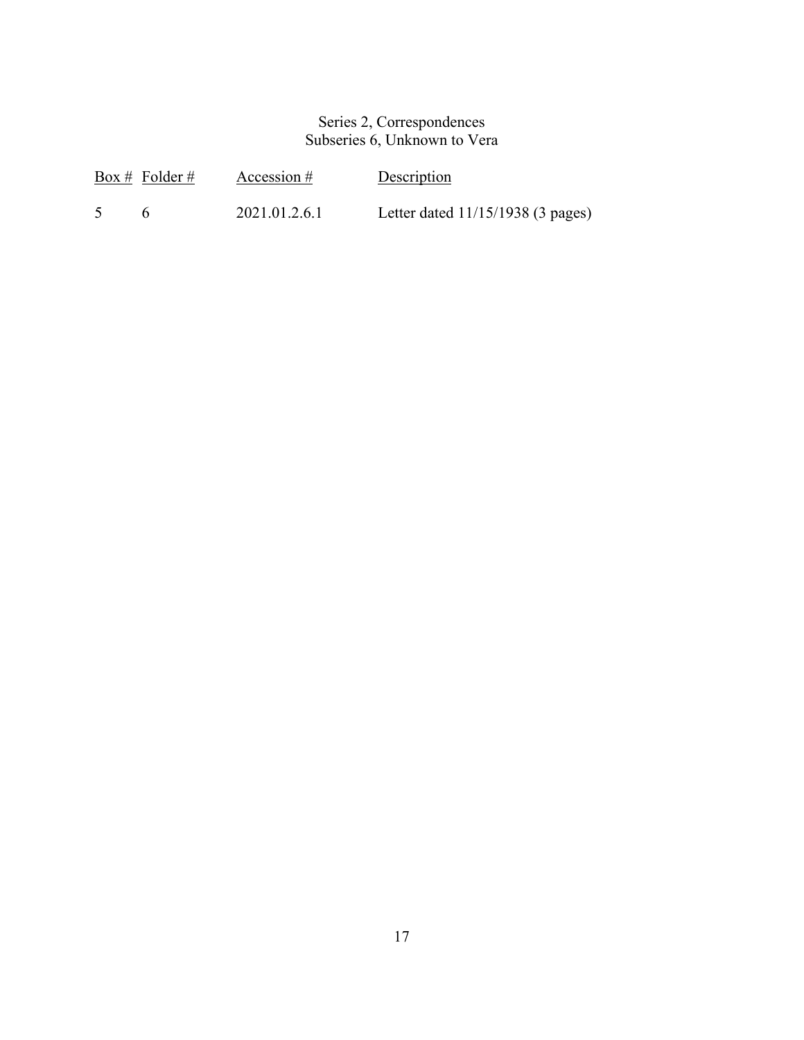Series 2, Correspondences
Subseries 6, Unknown to Vera

| Box # | Folder # | Accession # | Description |
|---|---|---|---|
| 5 | 6 | 2021.01.2.6.1 | Letter dated 11/15/1938 (3 pages) |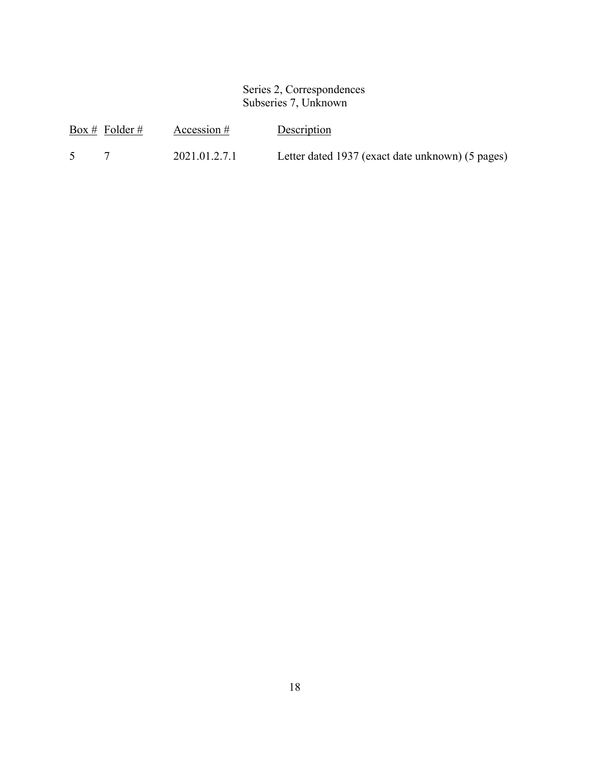Series 2, Correspondences
Subseries 7, Unknown

| Box # | Folder # | Accession # | Description |
|---|---|---|---|
| 5 | 7 | 2021.01.2.7.1 | Letter dated 1937 (exact date unknown) (5 pages) |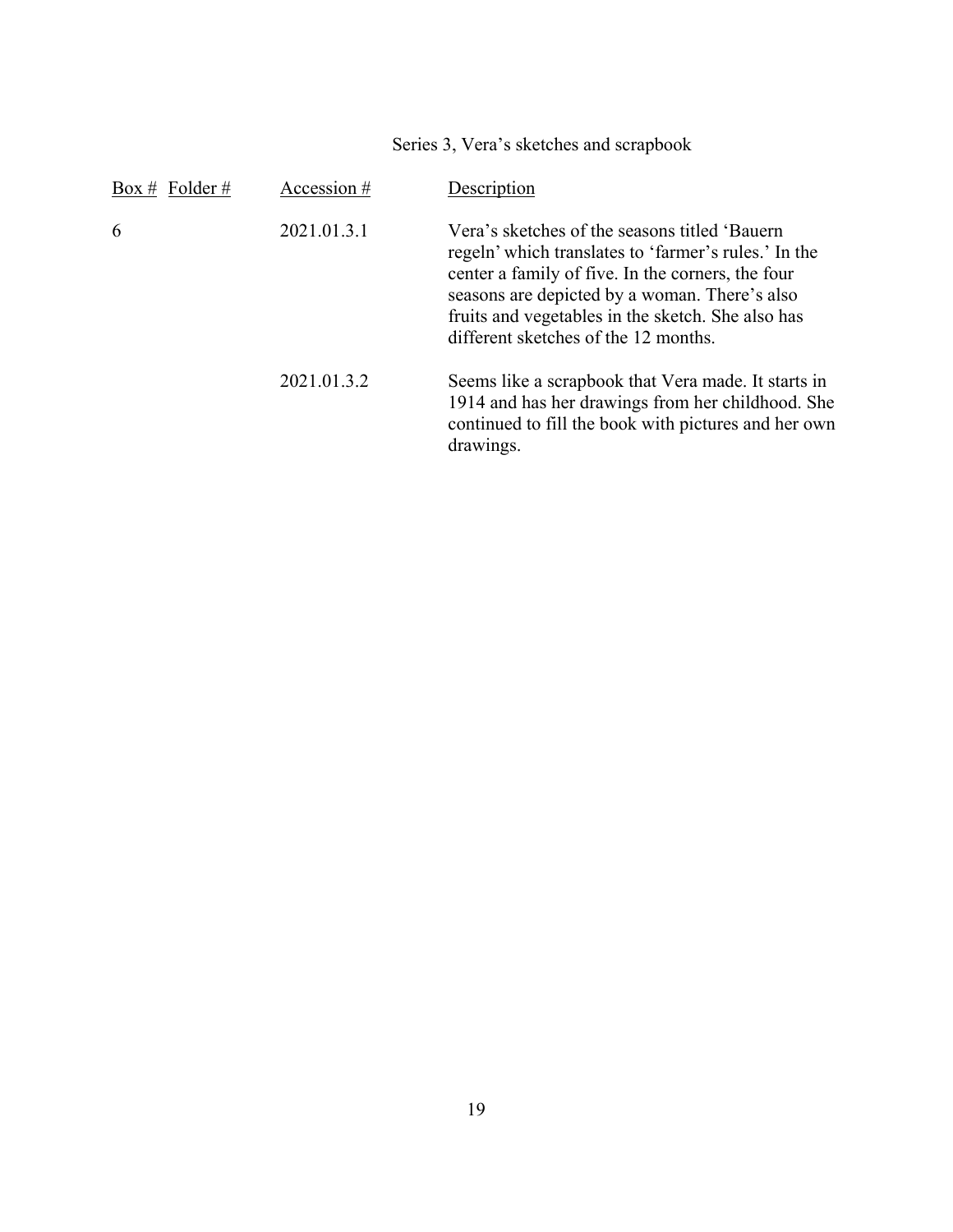## Series 3, Vera's sketches and scrapbook

| Box # | Folder # | Accession # | Description |
|---|---|---|---|
| 6 | | 2021.01.3.1 | Vera's sketches of the seasons titled 'Bauern regeln' which translates to 'farmer's rules.' In the center a family of five. In the corners, the four seasons are depicted by a woman. There's also fruits and vegetables in the sketch. She also has different sketches of the 12 months. |
| | | 2021.01.3.2 | Seems like a scrapbook that Vera made. It starts in 1914 and has her drawings from her childhood. She continued to fill the book with pictures and her own drawings. |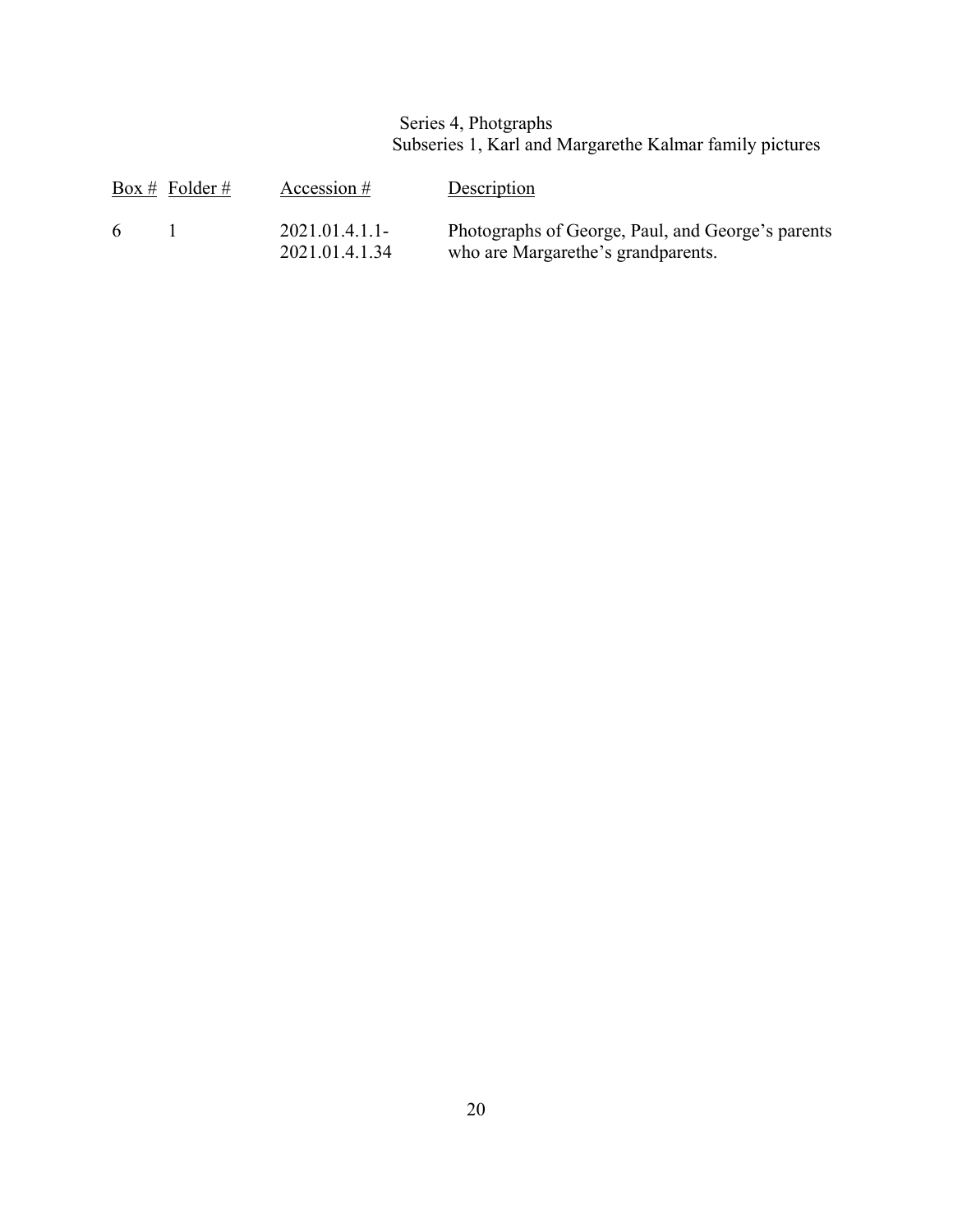## Series 4, Photgraphs

### Subseries 1, Karl and Margarethe Kalmar family pictures

| Box # | Folder # | Accession # | Description |
|---|---|---|---|
| 6 | 1 | 2021.01.4.1.1-2021.01.4.1.34 | Photographs of George, Paul, and George's parents who are Margarethe's grandparents. |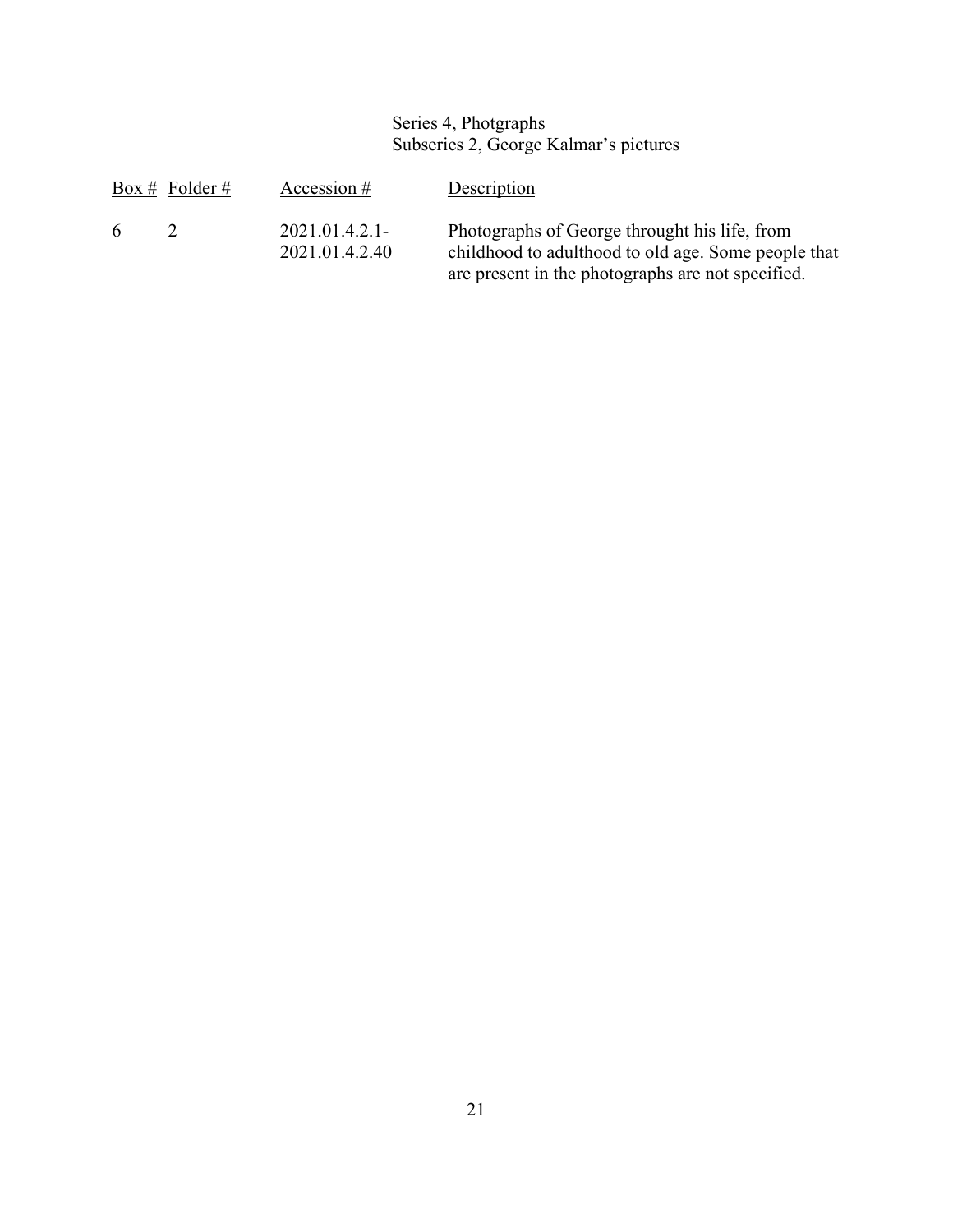Series 4, Photgraphs
Subseries 2, George Kalmar's pictures

| Box # | Folder # | Accession # | Description |
|---|---|---|---|
| 6 | 2 | 2021.01.4.2.1-2021.01.4.2.40 | Photographs of George throught his life, from childhood to adulthood to old age. Some people that are present in the photographs are not specified. |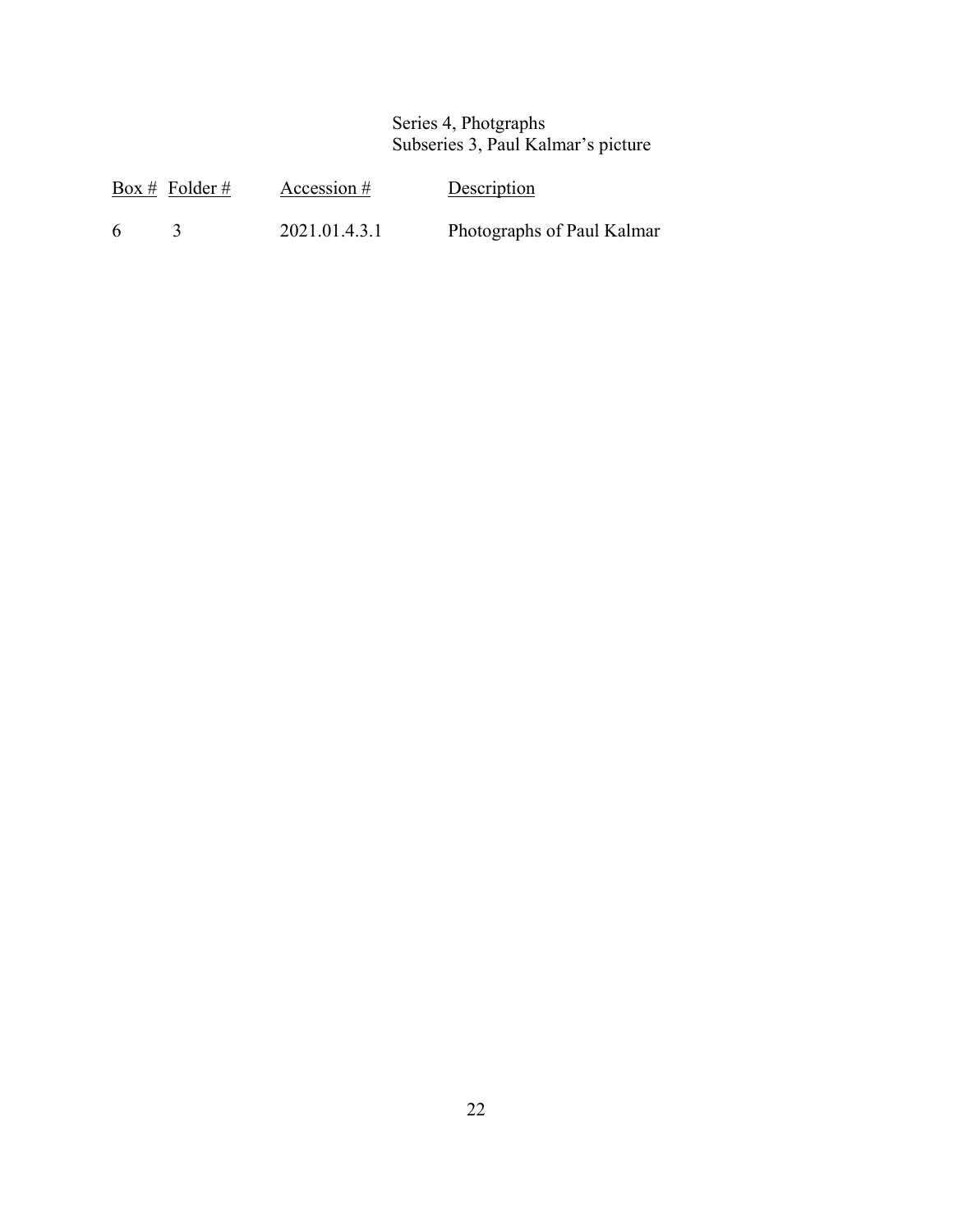Series 4, Photgraphs
Subseries 3, Paul Kalmar's picture

| Box # | Folder # | Accession # | Description |
|---|---|---|---|
| 6 | 3 | 2021.01.4.3.1 | Photographs of Paul Kalmar |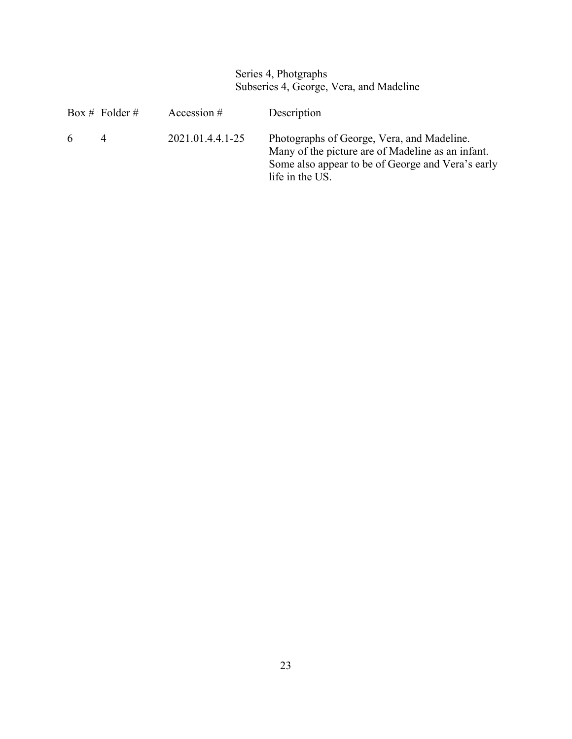Series 4, Photgraphs

Subseries 4, George, Vera, and Madeline

| Box # | Folder # | Accession # | Description |
| --- | --- | --- | --- |
| 6 | 4 | 2021.01.4.4.1-25 | Photographs of George, Vera, and Madeline. Many of the picture are of Madeline as an infant. Some also appear to be of George and Vera's early life in the US. |